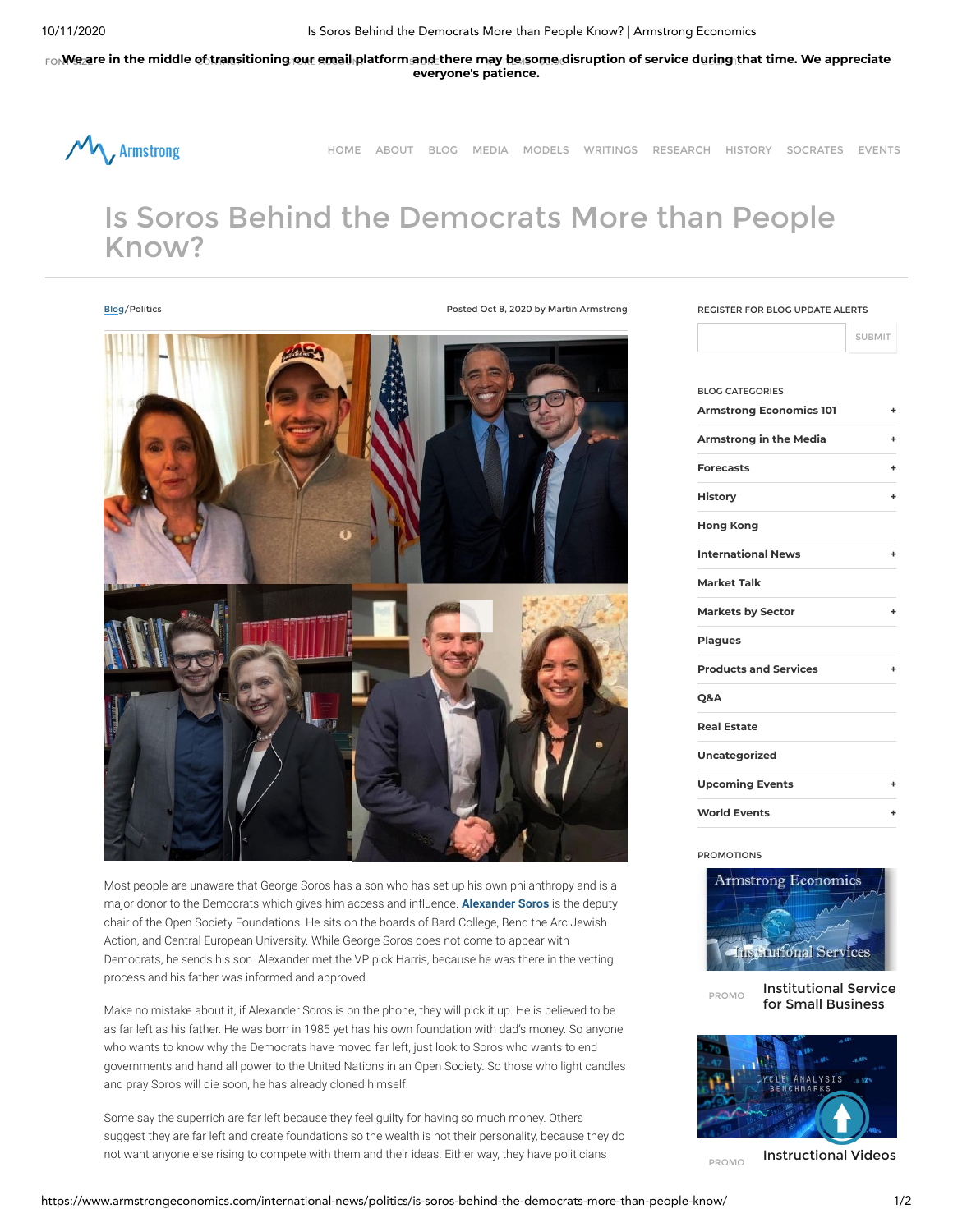We are in the middle of transitioning our email platform and there may be some disruption of service during that time. We appreciate everyone's patience.

HOME ABOUT BLOG MEDIA MODELS WRITINGS RESEARCH HISTORY SOCRATES EVENTS

# Is Soros Behind the Democrats More than People Know?

Blog/Politics

Posted Oct 8, 2020 by Martin Armstrong

Most people are unaware that George Soros has a son who has set up his own philanthropy and is a major donor to the Democrats which gives him access and influence. **Alexander Soros** is the deputy chair of the Open Society Foundations. He sits on the boards of Bard College, Bend the Arc Jewish Action, and Central European University. While George Soros does not come to appear with Democrats, he sends his son. Alexander met the VP pick Harris, because he was there in the vetting process and his father was informed and approved.

Make no mistake about it, if Alexander Soros is on the phone, they will pick it up. He is believed to be as far left as his father. He was born in 1985 yet has his own foundation with dad's money. So anyone who wants to know why the Democrats have moved far left, just look to Soros who wants to end governments and hand all power to the United Nations in an Open Society. So those who light candles and pray Soros will die soon, he has already cloned himself.

Some say the superrich are far left because they feel guilty for having so much money. Others suggest they are far left and create foundations so the wealth is not their personality, because they do not want anyone else rising to compete with them and their ideas. Either way, they have politicians

REGISTER FOR BLOG UPDATE ALERTS

SUBMIT

BLOG CATEGORIES

- Armstrong Economics 101
- Armstrong in the Media
- Forecasts
- History
- Hong Kong
- International News
- Market Talk
- Markets by Sector
- Plagues
- Products and Services
- Q&A
- Real Estate
- Uncategorized
- Upcoming Events
- World Events

PROMOTIONS

PROMO Institutional Service for Small Business

PROMO Instructional Videos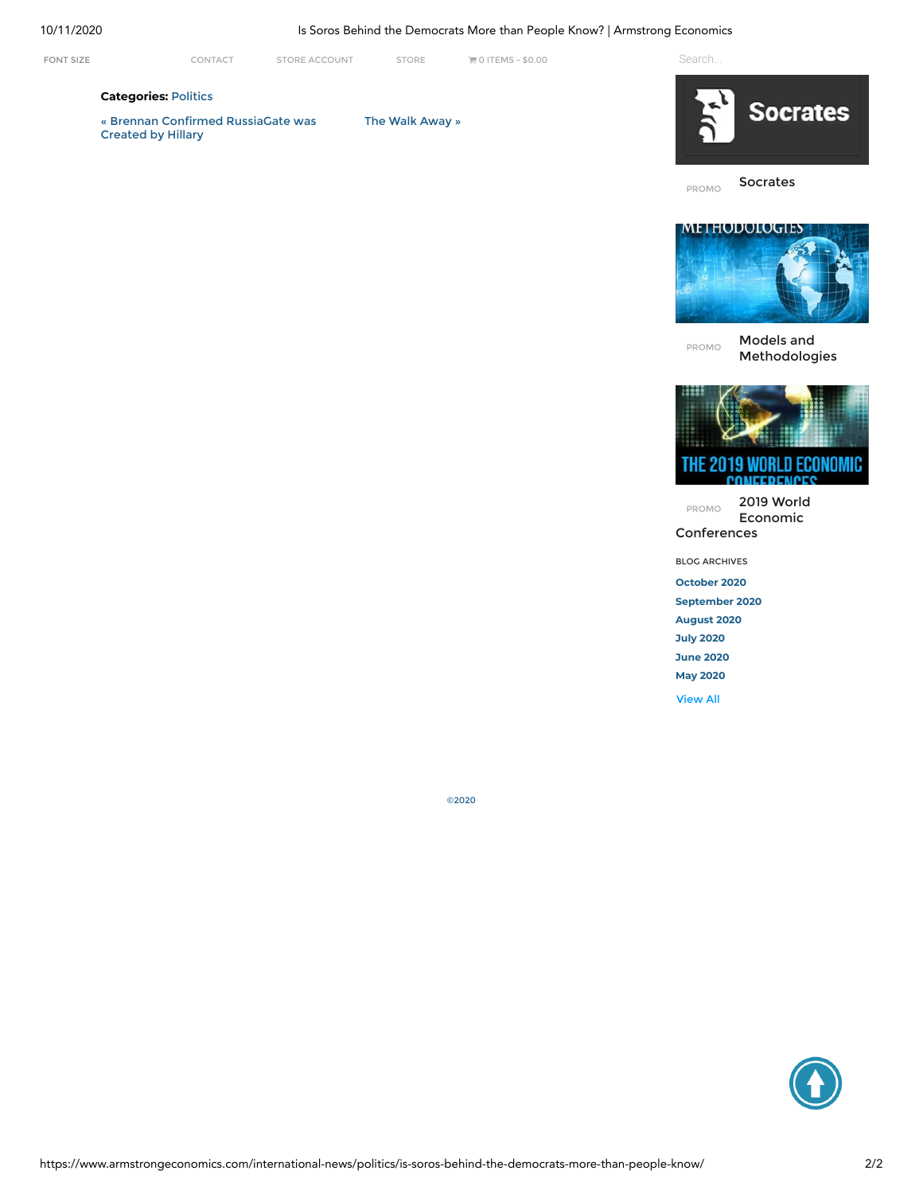FONT SIZE CONTACT STORE ACCOUNT STORE 0 ITEMS - $0.00

Search...

**Categories:** Politics

« Brennan Confirmed RussiaGate was Created by Hillary

The Walk Away »

Socrates

PROMO Socrates

PROMO Models and Methodologies

PROMO 2019 World Economic Conferences

BLOG ARCHIVES

October 2020

September 2020

August 2020

July 2020

June 2020

May 2020

View All

©2020